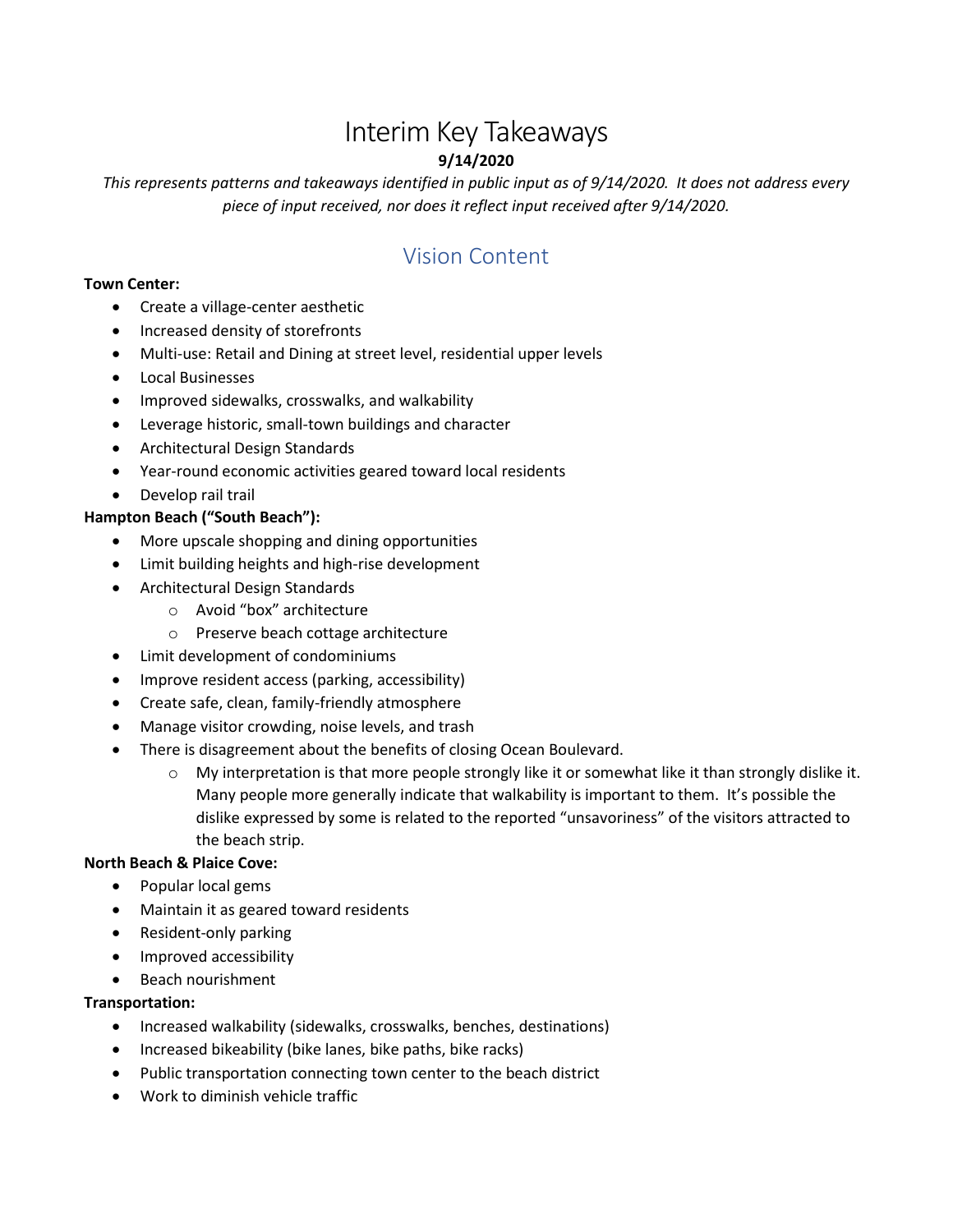# Interim Key Takeaways

**9/14/2020**

*This represents patterns and takeaways identified in public input as of 9/14/2020. It does not address every piece of input received, nor does it reflect input received after 9/14/2020.*

## Vision Content

**Town Center:**

- Create a village-center aesthetic
- Increased density of storefronts
- Multi-use: Retail and Dining at street level, residential upper levels
- Local Businesses
- Improved sidewalks, crosswalks, and walkability
- Leverage historic, small-town buildings and character
- Architectural Design Standards
- Year-round economic activities geared toward local residents
- Develop rail trail

**Hampton Beach ("South Beach"):**

- More upscale shopping and dining opportunities
- Limit building heights and high-rise development
- Architectural Design Standards
    - Avoid "box" architecture
    - Preserve beach cottage architecture
- Limit development of condominiums
- Improve resident access (parking, accessibility)
- Create safe, clean, family-friendly atmosphere
- Manage visitor crowding, noise levels, and trash
- There is disagreement about the benefits of closing Ocean Boulevard.
    - My interpretation is that more people strongly like it or somewhat like it than strongly dislike it. Many people more generally indicate that walkability is important to them. It's possible the dislike expressed by some is related to the reported "unsavoriness" of the visitors attracted to the beach strip.

**North Beach & Plaice Cove:**

- Popular local gems
- Maintain it as geared toward residents
- Resident-only parking
- Improved accessibility
- Beach nourishment

**Transportation:**

- Increased walkability (sidewalks, crosswalks, benches, destinations)
- Increased bikeability (bike lanes, bike paths, bike racks)
- Public transportation connecting town center to the beach district
- Work to diminish vehicle traffic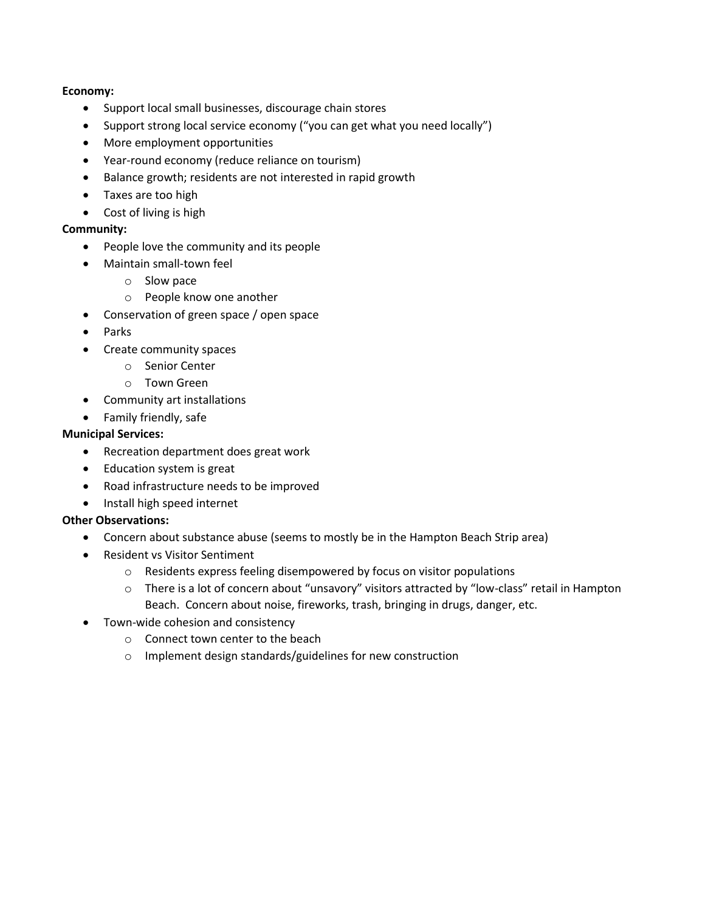**Economy:**

- Support local small businesses, discourage chain stores
- Support strong local service economy ("you can get what you need locally")
- More employment opportunities
- Year-round economy (reduce reliance on tourism)
- Balance growth; residents are not interested in rapid growth
- Taxes are too high
- Cost of living is high

**Community:**

- People love the community and its people
- Maintain small-town feel
  - Slow pace
  - People know one another
- Conservation of green space / open space
- Parks
- Create community spaces
  - Senior Center
  - Town Green
- Community art installations
- Family friendly, safe

**Municipal Services:**

- Recreation department does great work
- Education system is great
- Road infrastructure needs to be improved
- Install high speed internet

**Other Observations:**

- Concern about substance abuse (seems to mostly be in the Hampton Beach Strip area)
- Resident vs Visitor Sentiment
  - Residents express feeling disempowered by focus on visitor populations
  - There is a lot of concern about "unsavory" visitors attracted by "low-class" retail in Hampton Beach. Concern about noise, fireworks, trash, bringing in drugs, danger, etc.
- Town-wide cohesion and consistency
  - Connect town center to the beach
  - Implement design standards/guidelines for new construction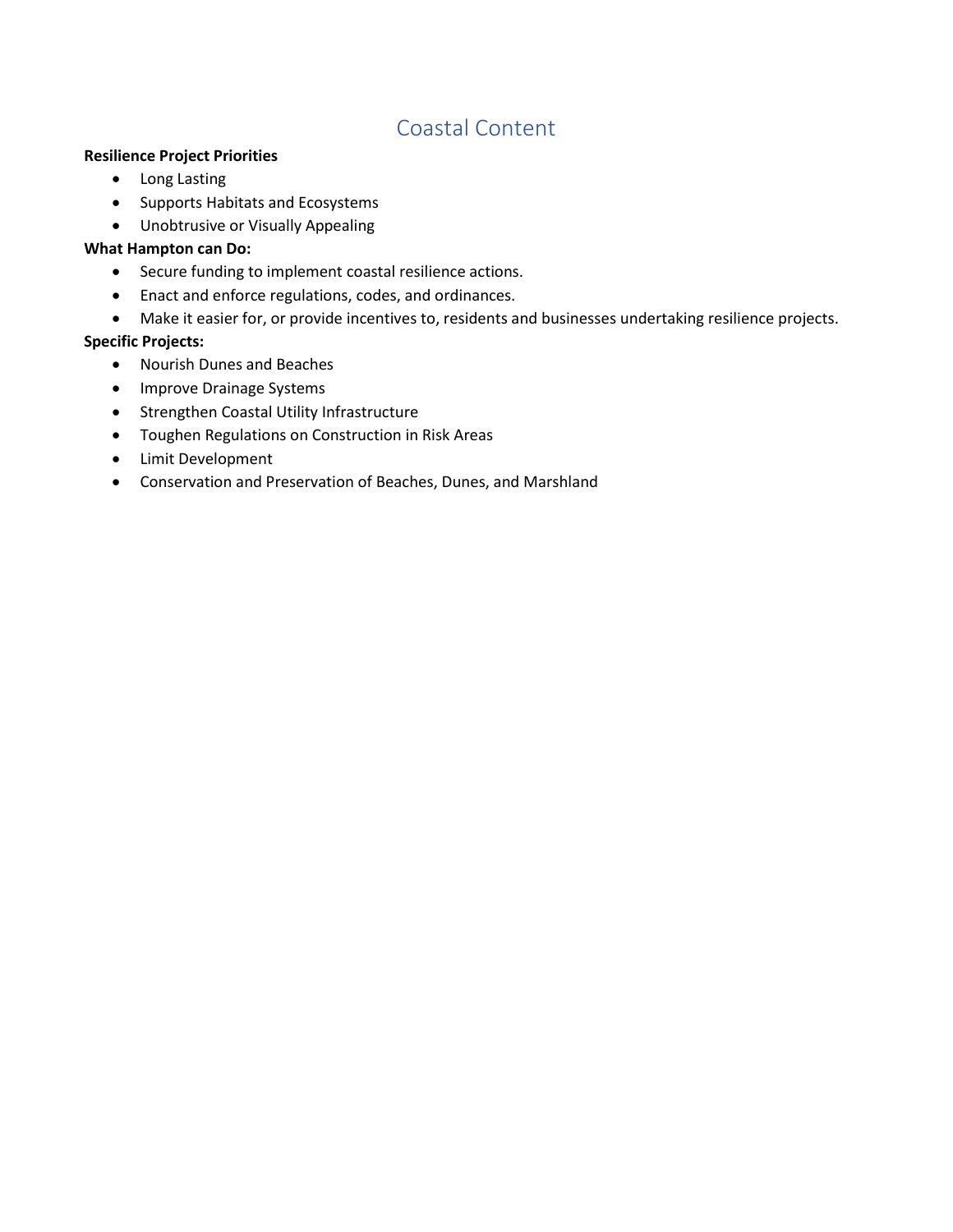# Coastal Content

**Resilience Project Priorities**

- Long Lasting
- Supports Habitats and Ecosystems
- Unobtrusive or Visually Appealing

**What Hampton can Do:**

- Secure funding to implement coastal resilience actions.
- Enact and enforce regulations, codes, and ordinances.
- Make it easier for, or provide incentives to, residents and businesses undertaking resilience projects.

**Specific Projects:**

- Nourish Dunes and Beaches
- Improve Drainage Systems
- Strengthen Coastal Utility Infrastructure
- Toughen Regulations on Construction in Risk Areas
- Limit Development
- Conservation and Preservation of Beaches, Dunes, and Marshland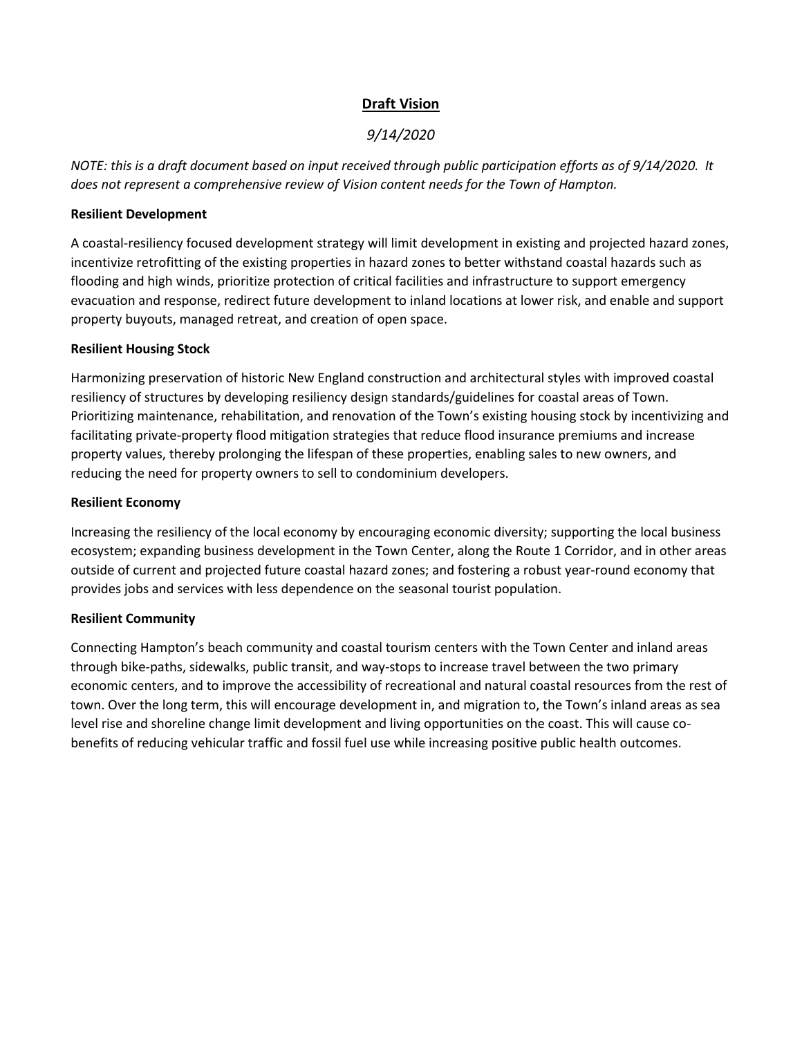## Draft Vision

*9/14/2020*

*NOTE: this is a draft document based on input received through public participation efforts as of 9/14/2020. It does not represent a comprehensive review of Vision content needs for the Town of Hampton.*

**Resilient Development**

A coastal-resiliency focused development strategy will limit development in existing and projected hazard zones, incentivize retrofitting of the existing properties in hazard zones to better withstand coastal hazards such as flooding and high winds, prioritize protection of critical facilities and infrastructure to support emergency evacuation and response, redirect future development to inland locations at lower risk, and enable and support property buyouts, managed retreat, and creation of open space.

**Resilient Housing Stock**

Harmonizing preservation of historic New England construction and architectural styles with improved coastal resiliency of structures by developing resiliency design standards/guidelines for coastal areas of Town. Prioritizing maintenance, rehabilitation, and renovation of the Town's existing housing stock by incentivizing and facilitating private-property flood mitigation strategies that reduce flood insurance premiums and increase property values, thereby prolonging the lifespan of these properties, enabling sales to new owners, and reducing the need for property owners to sell to condominium developers.

**Resilient Economy**

Increasing the resiliency of the local economy by encouraging economic diversity; supporting the local business ecosystem; expanding business development in the Town Center, along the Route 1 Corridor, and in other areas outside of current and projected future coastal hazard zones; and fostering a robust year-round economy that provides jobs and services with less dependence on the seasonal tourist population.

**Resilient Community**

Connecting Hampton's beach community and coastal tourism centers with the Town Center and inland areas through bike-paths, sidewalks, public transit, and way-stops to increase travel between the two primary economic centers, and to improve the accessibility of recreational and natural coastal resources from the rest of town. Over the long term, this will encourage development in, and migration to, the Town's inland areas as sea level rise and shoreline change limit development and living opportunities on the coast. This will cause co-benefits of reducing vehicular traffic and fossil fuel use while increasing positive public health outcomes.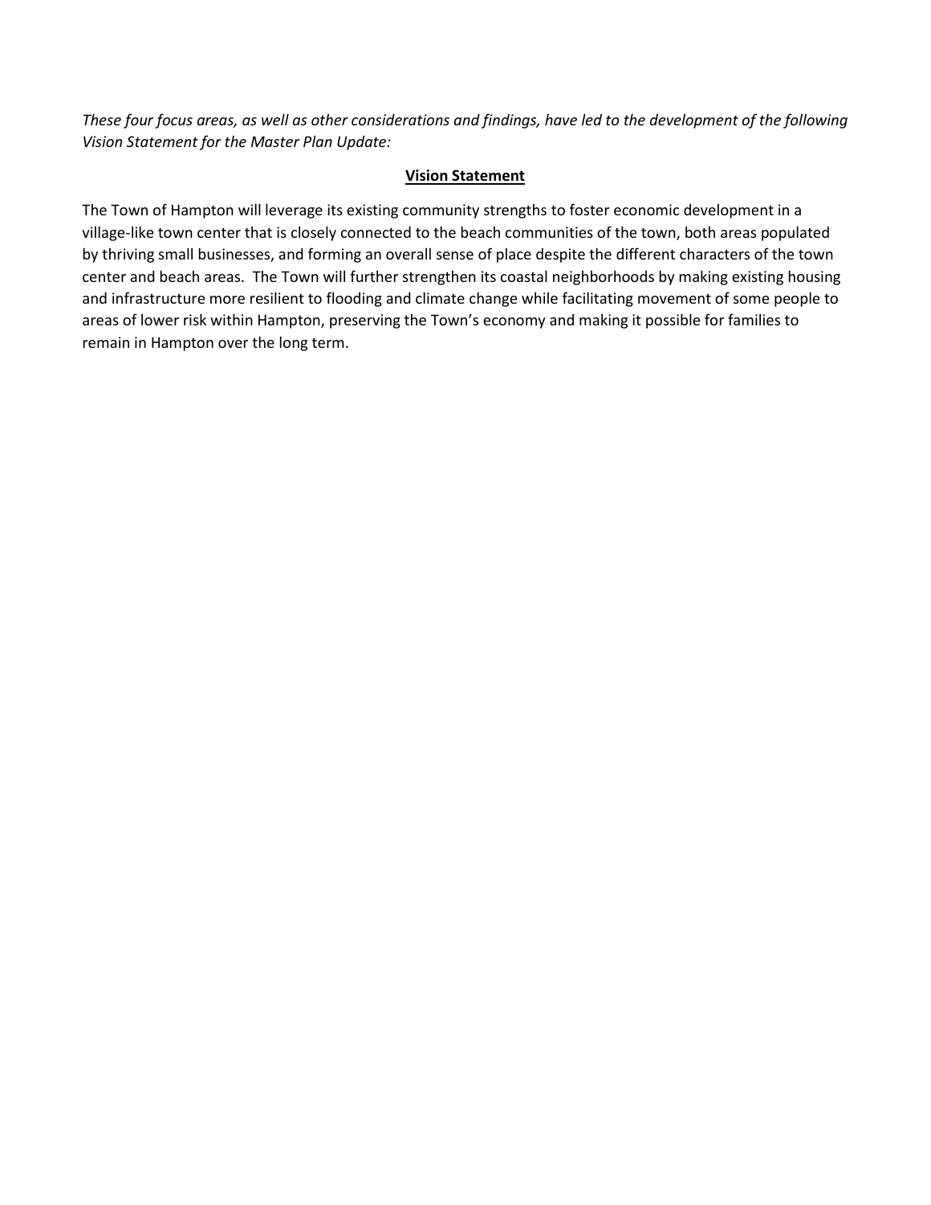*These four focus areas, as well as other considerations and findings, have led to the development of the following Vision Statement for the Master Plan Update:*

## Vision Statement

The Town of Hampton will leverage its existing community strengths to foster economic development in a village-like town center that is closely connected to the beach communities of the town, both areas populated by thriving small businesses, and forming an overall sense of place despite the different characters of the town center and beach areas. The Town will further strengthen its coastal neighborhoods by making existing housing and infrastructure more resilient to flooding and climate change while facilitating movement of some people to areas of lower risk within Hampton, preserving the Town's economy and making it possible for families to remain in Hampton over the long term.